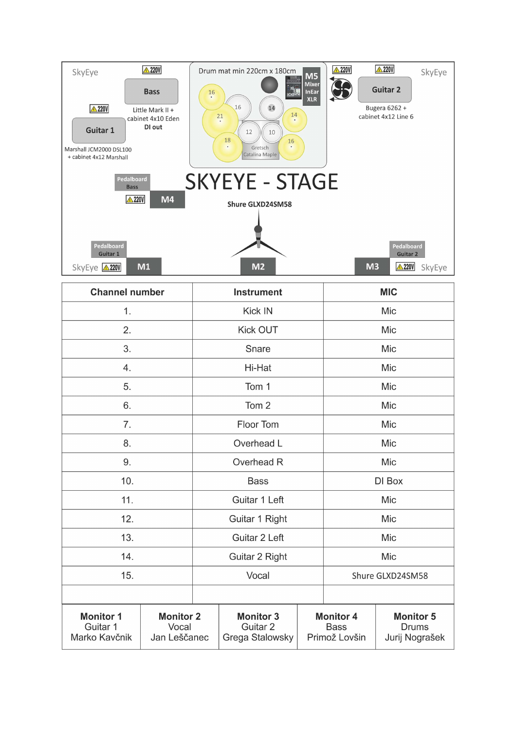# SKYEYE - STAGE

SkyEye

220V

Bass

Little Mark II + cabinet 4x10 Eden
**DI out**

220V

Guitar 1

Marshall JCM2000 DSL100 + cabinet 4x12 Marshall

Drum mat min 220cm x 180cm

16 16 14 21 14 12 10 18 16

Gretsch Catalina Maple

M5 Mixer InEar XLR

220V 220V

Guitar 2

Bugera 6262 + cabinet 4x12 Line 6

SkyEye

Pedalboard Bass

220V M4

Shure GLXD24SM58

Pedalboard Guitar 1

SkyEye 220V M1

M2

Pedalboard Guitar 2

M3 220V SkyEye

| Channel number | Instrument | MIC |
| --- | --- | --- |
| 1. | Kick IN | Mic |
| 2. | Kick OUT | Mic |
| 3. | Snare | Mic |
| 4. | Hi-Hat | Mic |
| 5. | Tom 1 | Mic |
| 6. | Tom 2 | Mic |
| 7. | Floor Tom | Mic |
| 8. | Overhead L | Mic |
| 9. | Overhead R | Mic |
| 10. | Bass | DI Box |
| 11. | Guitar 1 Left | Mic |
| 12. | Guitar 1 Right | Mic |
| 13. | Guitar 2 Left | Mic |
| 14. | Guitar 2 Right | Mic |
| 15. | Vocal | Shure GLXD24SM58 |
| | | |

| Monitor 1 | Monitor 2 | Monitor 3 | Monitor 4 | Monitor 5 |
| --- | --- | --- | --- | --- |
| Guitar 1 | Vocal | Guitar 2 | Bass | Drums |
| Marko Kavčnik | Jan Leščanec | Grega Stalowsky | Primož Lovšin | Jurij Nograšek |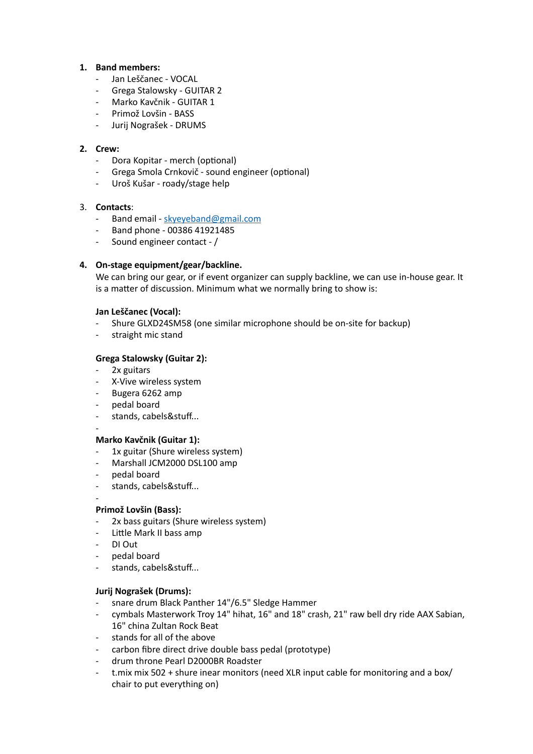1. **Band members:**
   - Jan Leščanec - VOCAL
   - Grega Stalowsky - GUITAR 2
   - Marko Kavčnik - GUITAR 1
   - Primož Lovšin - BASS
   - Jurij Nograšek - DRUMS

2. **Crew:**
   - Dora Kopitar - merch (optional)
   - Grega Smola Crnkovič - sound engineer (optional)
   - Uroš Kušar - roady/stage help

3. **Contacts**:
   - Band email - skyeyeband@gmail.com
   - Band phone - 00386 41921485
   - Sound engineer contact - /

4. **On-stage equipment/gear/backline.**

   We can bring our gear, or if event organizer can supply backline, we can use in-house gear. It is a matter of discussion. Minimum what we normally bring to show is:

   **Jan Leščanec (Vocal):**
   - Shure GLXD24SM58 (one similar microphone should be on-site for backup)
   - straight mic stand

   **Grega Stalowsky (Guitar 2):**
   - 2x guitars
   - X-Vive wireless system
   - Bugera 6262 amp
   - pedal board
   - stands, cabels&stuff...
   -

   **Marko Kavčnik (Guitar 1):**
   - 1x guitar (Shure wireless system)
   - Marshall JCM2000 DSL100 amp
   - pedal board
   - stands, cabels&stuff...
   -

   **Primož Lovšin (Bass):**
   - 2x bass guitars (Shure wireless system)
   - Little Mark II bass amp
   - DI Out
   - pedal board
   - stands, cabels&stuff...

   **Jurij Nograšek (Drums):**
   - snare drum Black Panther 14"/6.5" Sledge Hammer
   - cymbals Masterwork Troy 14" hihat, 16" and 18" crash, 21" raw bell dry ride AAX Sabian, 16" china Zultan Rock Beat
   - stands for all of the above
   - carbon fibre direct drive double bass pedal (prototype)
   - drum throne Pearl D2000BR Roadster
   - t.mix mix 502 + shure inear monitors (need XLR input cable for monitoring and a box/chair to put everything on)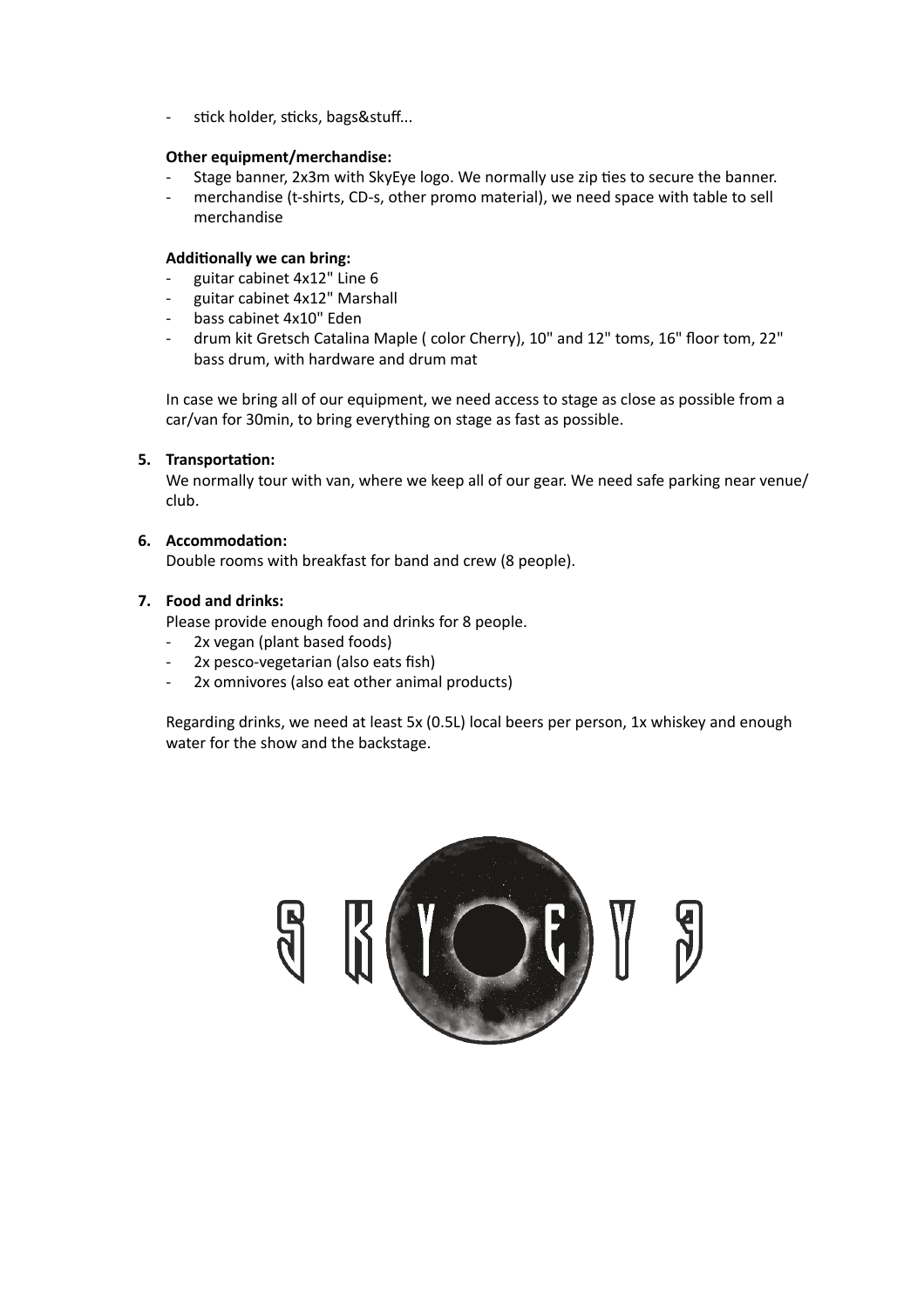- stick holder, sticks, bags&stuff...

**Other equipment/merchandise:**

- Stage banner, 2x3m with SkyEye logo. We normally use zip ties to secure the banner.
- merchandise (t-shirts, CD-s, other promo material), we need space with table to sell merchandise

**Additionally we can bring:**

- guitar cabinet 4x12" Line 6
- guitar cabinet 4x12" Marshall
- bass cabinet 4x10" Eden
- drum kit Gretsch Catalina Maple ( color Cherry), 10" and 12" toms, 16" floor tom, 22" bass drum, with hardware and drum mat

In case we bring all of our equipment, we need access to stage as close as possible from a car/van for 30min, to bring everything on stage as fast as possible.

5. **Transportation:**

   We normally tour with van, where we keep all of our gear. We need safe parking near venue/club.

6. **Accommodation:**

   Double rooms with breakfast for band and crew (8 people).

7. **Food and drinks:**

   Please provide enough food and drinks for 8 people.

   - 2x vegan (plant based foods)
   - 2x pesco-vegetarian (also eats fish)
   - 2x omnivores (also eat other animal products)

   Regarding drinks, we need at least 5x (0.5L) local beers per person, 1x whiskey and enough water for the show and the backstage.